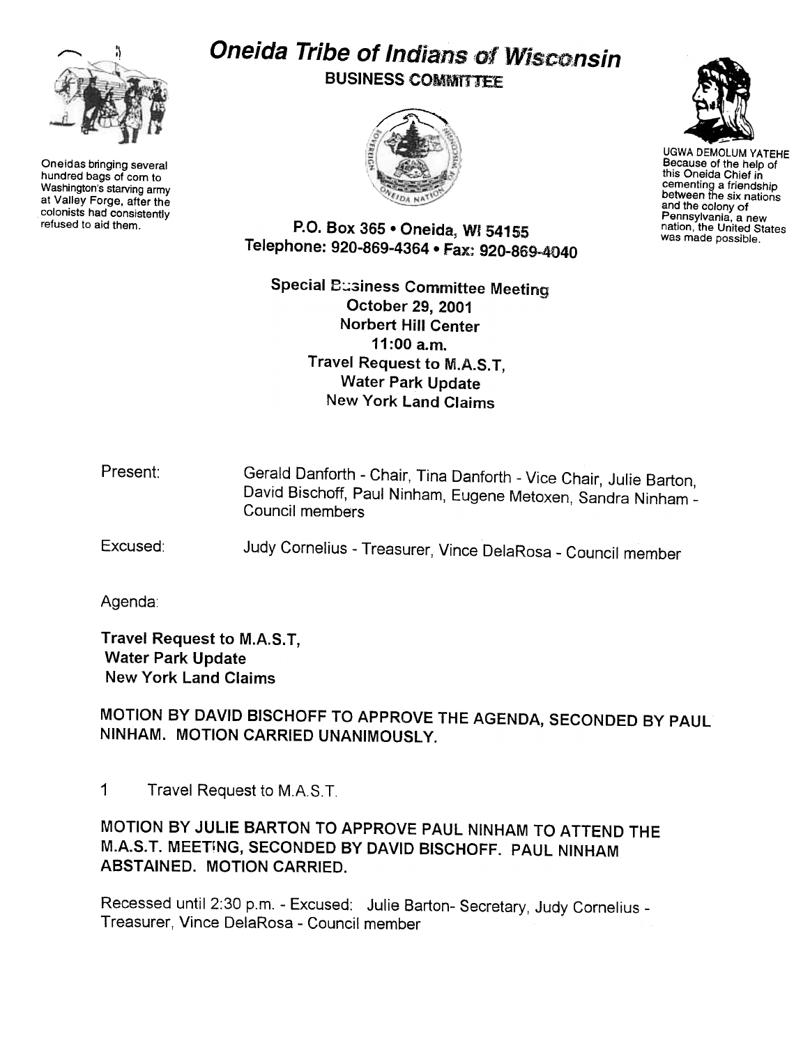Oneidas bringing several hundred bags of corn to Washington's starving army at Valley Forge, after the colonists had consistently refused to aid them.

# Oneida Tribe of Indians of Wisconsin

## BUSINESS COMMITTEE

UGWA DEMOLUM YATEHE
Because of the help of this Oneida Chief in cementing a friendship between the six nations and the colony of Pennsylvania, a new nation, the United States was made possible.

P.O. Box 365 • Oneida, WI 54155
Telephone: 920-869-4364 • Fax: 920-869-4040

**Special Business Committee Meeting**
**October 29, 2001**
**Norbert Hill Center**
**11:00 a.m.**
**Travel Request to M.A.S.T,**
**Water Park Update**
**New York Land Claims**

Present: Gerald Danforth - Chair, Tina Danforth - Vice Chair, Julie Barton, David Bischoff, Paul Ninham, Eugene Metoxen, Sandra Ninham - Council members

Excused: Judy Cornelius - Treasurer, Vince DelaRosa - Council member

Agenda:

**Travel Request to M.A.S.T,**
**Water Park Update**
**New York Land Claims**

MOTION BY DAVID BISCHOFF TO APPROVE THE AGENDA, SECONDED BY PAUL NINHAM. MOTION CARRIED UNANIMOUSLY.

1 Travel Request to M.A.S.T.

MOTION BY JULIE BARTON TO APPROVE PAUL NINHAM TO ATTEND THE M.A.S.T. MEETING, SECONDED BY DAVID BISCHOFF. PAUL NINHAM ABSTAINED. MOTION CARRIED.

Recessed until 2:30 p.m. - Excused: Julie Barton- Secretary, Judy Cornelius - Treasurer, Vince DelaRosa - Council member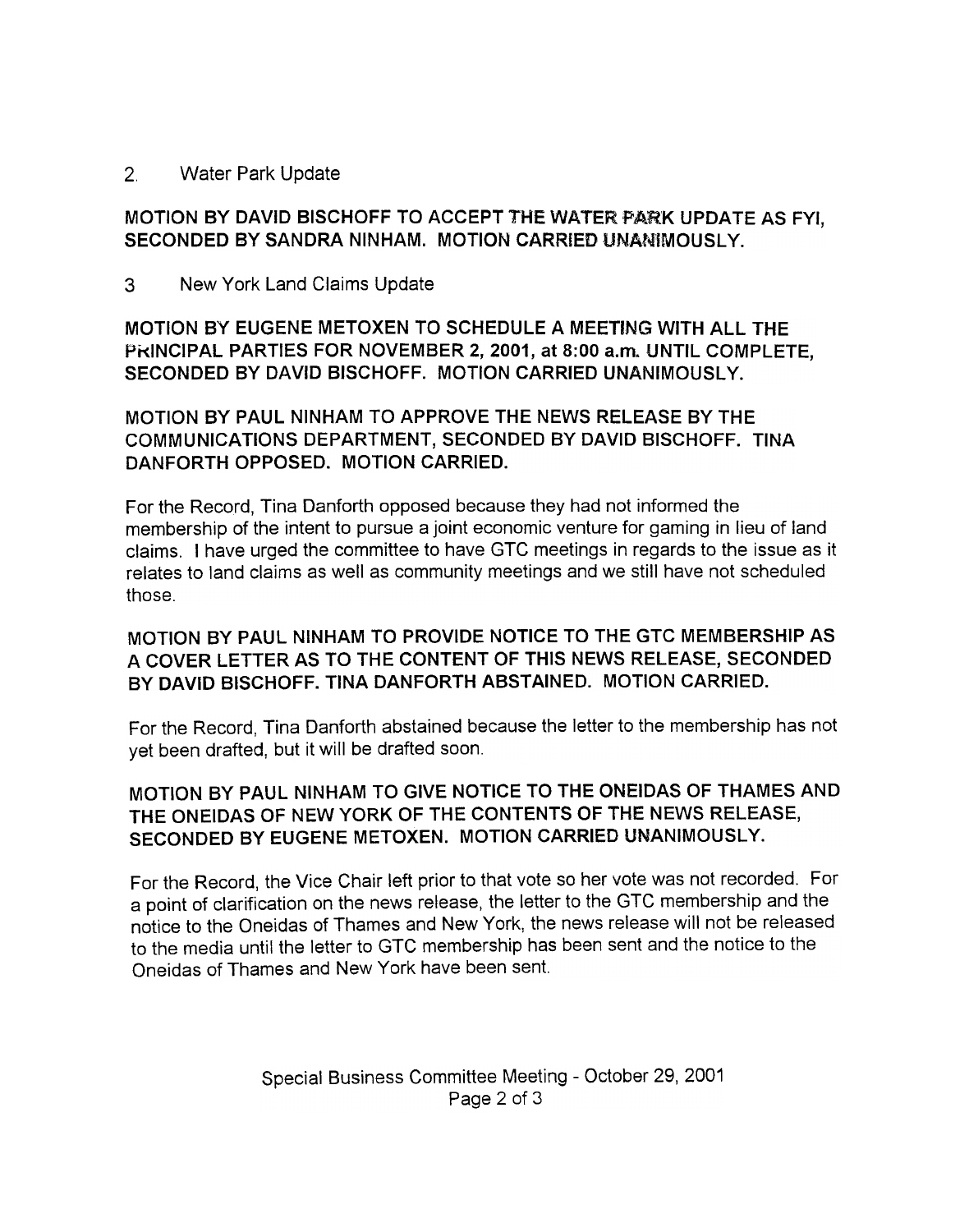2. Water Park Update

**MOTION BY DAVID BISCHOFF TO ACCEPT THE WATER PARK UPDATE AS FYI, SECONDED BY SANDRA NINHAM. MOTION CARRIED UNANIMOUSLY.**

3 New York Land Claims Update

**MOTION BY EUGENE METOXEN TO SCHEDULE A MEETING WITH ALL THE PRINCIPAL PARTIES FOR NOVEMBER 2, 2001, at 8:00 a.m. UNTIL COMPLETE, SECONDED BY DAVID BISCHOFF. MOTION CARRIED UNANIMOUSLY.**

**MOTION BY PAUL NINHAM TO APPROVE THE NEWS RELEASE BY THE COMMUNICATIONS DEPARTMENT, SECONDED BY DAVID BISCHOFF. TINA DANFORTH OPPOSED. MOTION CARRIED.**

For the Record, Tina Danforth opposed because they had not informed the membership of the intent to pursue a joint economic venture for gaming in lieu of land claims. I have urged the committee to have GTC meetings in regards to the issue as it relates to land claims as well as community meetings and we still have not scheduled those.

**MOTION BY PAUL NINHAM TO PROVIDE NOTICE TO THE GTC MEMBERSHIP AS A COVER LETTER AS TO THE CONTENT OF THIS NEWS RELEASE, SECONDED BY DAVID BISCHOFF. TINA DANFORTH ABSTAINED. MOTION CARRIED.**

For the Record, Tina Danforth abstained because the letter to the membership has not yet been drafted, but it will be drafted soon.

**MOTION BY PAUL NINHAM TO GIVE NOTICE TO THE ONEIDAS OF THAMES AND THE ONEIDAS OF NEW YORK OF THE CONTENTS OF THE NEWS RELEASE, SECONDED BY EUGENE METOXEN. MOTION CARRIED UNANIMOUSLY.**

For the Record, the Vice Chair left prior to that vote so her vote was not recorded. For a point of clarification on the news release, the letter to the GTC membership and the notice to the Oneidas of Thames and New York, the news release will not be released to the media until the letter to GTC membership has been sent and the notice to the Oneidas of Thames and New York have been sent.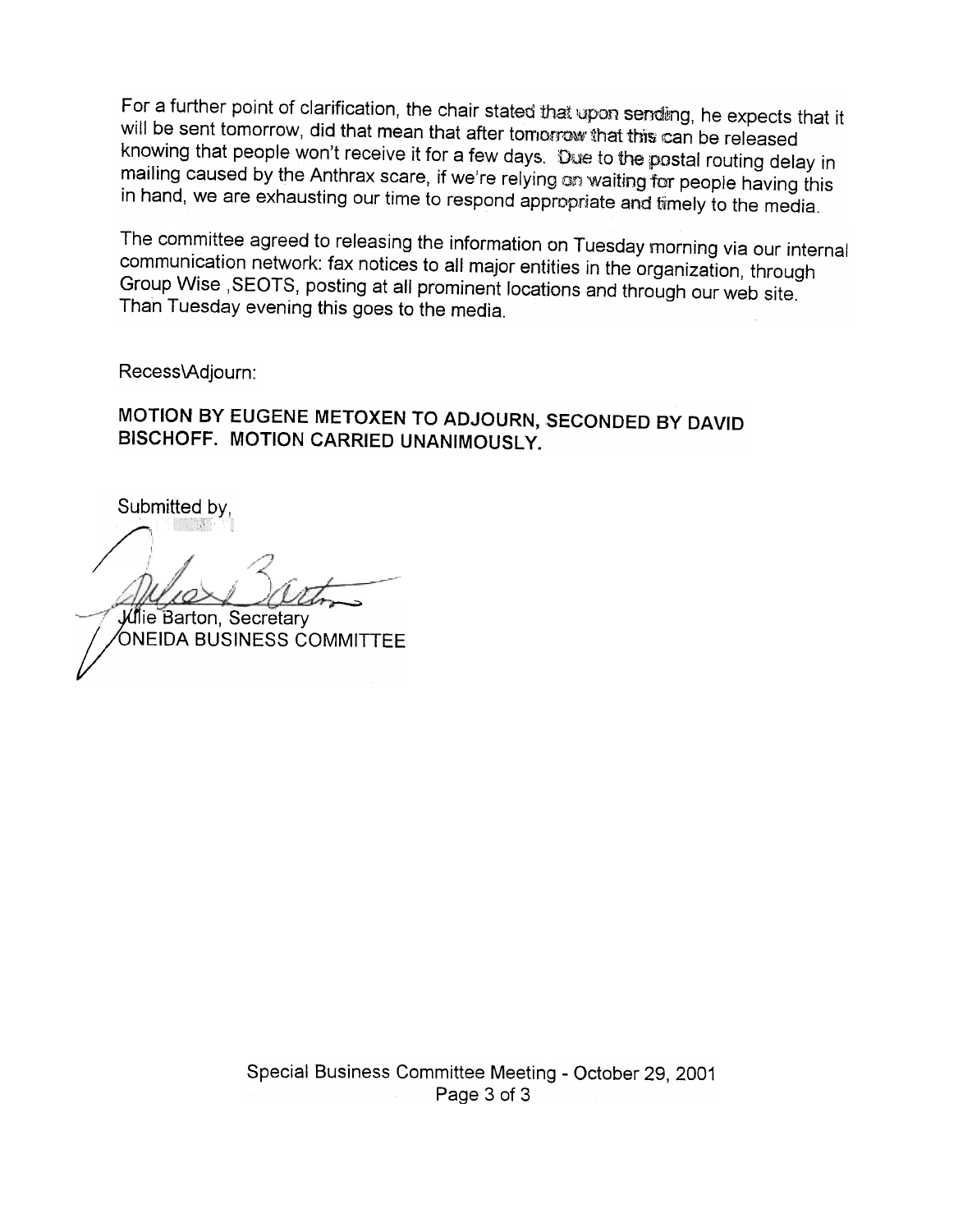For a further point of clarification, the chair stated that upon sending, he expects that it will be sent tomorrow, did that mean that after tomorrow that this can be released knowing that people won't receive it for a few days. Due to the postal routing delay in mailing caused by the Anthrax scare, if we're relying on waiting for people having this in hand, we are exhausting our time to respond appropriate and timely to the media.

The committee agreed to releasing the information on Tuesday morning via our internal communication network: fax notices to all major entities in the organization, through Group Wise ,SEOTS, posting at all prominent locations and through our web site. Than Tuesday evening this goes to the media.

Recess\Adjourn:

**MOTION BY EUGENE METOXEN TO ADJOURN, SECONDED BY DAVID BISCHOFF. MOTION CARRIED UNANIMOUSLY.**

Submitted by,

Julie Barton, Secretary
ONEIDA BUSINESS COMMITTEE

Special Business Committee Meeting - October 29, 2001